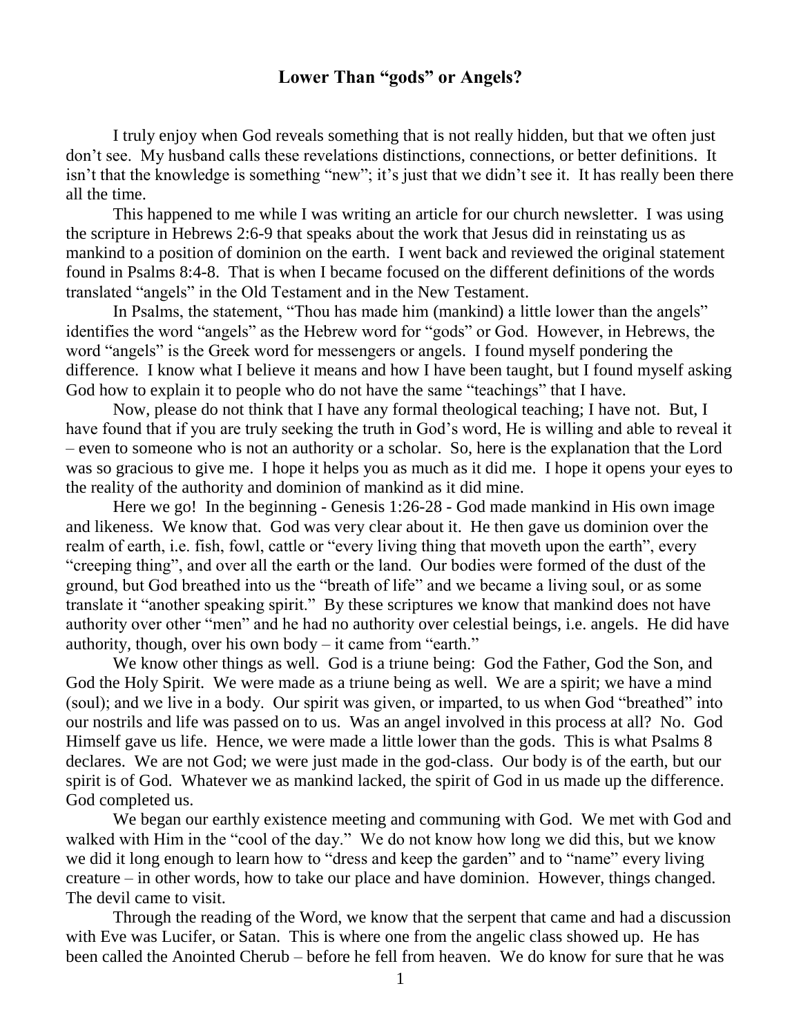# Lower Than "gods" or Angels?

I truly enjoy when God reveals something that is not really hidden, but that we often just don't see. My husband calls these revelations distinctions, connections, or better definitions. It isn't that the knowledge is something "new"; it's just that we didn't see it. It has really been there all the time.

This happened to me while I was writing an article for our church newsletter. I was using the scripture in Hebrews 2:6-9 that speaks about the work that Jesus did in reinstating us as mankind to a position of dominion on the earth. I went back and reviewed the original statement found in Psalms 8:4-8. That is when I became focused on the different definitions of the words translated "angels" in the Old Testament and in the New Testament.

In Psalms, the statement, "Thou has made him (mankind) a little lower than the angels" identifies the word "angels" as the Hebrew word for "gods" or God. However, in Hebrews, the word "angels" is the Greek word for messengers or angels. I found myself pondering the difference. I know what I believe it means and how I have been taught, but I found myself asking God how to explain it to people who do not have the same "teachings" that I have.

Now, please do not think that I have any formal theological teaching; I have not. But, I have found that if you are truly seeking the truth in God's word, He is willing and able to reveal it – even to someone who is not an authority or a scholar. So, here is the explanation that the Lord was so gracious to give me. I hope it helps you as much as it did me. I hope it opens your eyes to the reality of the authority and dominion of mankind as it did mine.

Here we go! In the beginning - Genesis 1:26-28 - God made mankind in His own image and likeness. We know that. God was very clear about it. He then gave us dominion over the realm of earth, i.e. fish, fowl, cattle or "every living thing that moveth upon the earth", every "creeping thing", and over all the earth or the land. Our bodies were formed of the dust of the ground, but God breathed into us the "breath of life" and we became a living soul, or as some translate it "another speaking spirit." By these scriptures we know that mankind does not have authority over other "men" and he had no authority over celestial beings, i.e. angels. He did have authority, though, over his own body – it came from "earth."

We know other things as well. God is a triune being: God the Father, God the Son, and God the Holy Spirit. We were made as a triune being as well. We are a spirit; we have a mind (soul); and we live in a body. Our spirit was given, or imparted, to us when God "breathed" into our nostrils and life was passed on to us. Was an angel involved in this process at all? No. God Himself gave us life. Hence, we were made a little lower than the gods. This is what Psalms 8 declares. We are not God; we were just made in the god-class. Our body is of the earth, but our spirit is of God. Whatever we as mankind lacked, the spirit of God in us made up the difference. God completed us.

We began our earthly existence meeting and communing with God. We met with God and walked with Him in the "cool of the day." We do not know how long we did this, but we know we did it long enough to learn how to "dress and keep the garden" and to "name" every living creature – in other words, how to take our place and have dominion. However, things changed. The devil came to visit.

Through the reading of the Word, we know that the serpent that came and had a discussion with Eve was Lucifer, or Satan. This is where one from the angelic class showed up. He has been called the Anointed Cherub – before he fell from heaven. We do know for sure that he was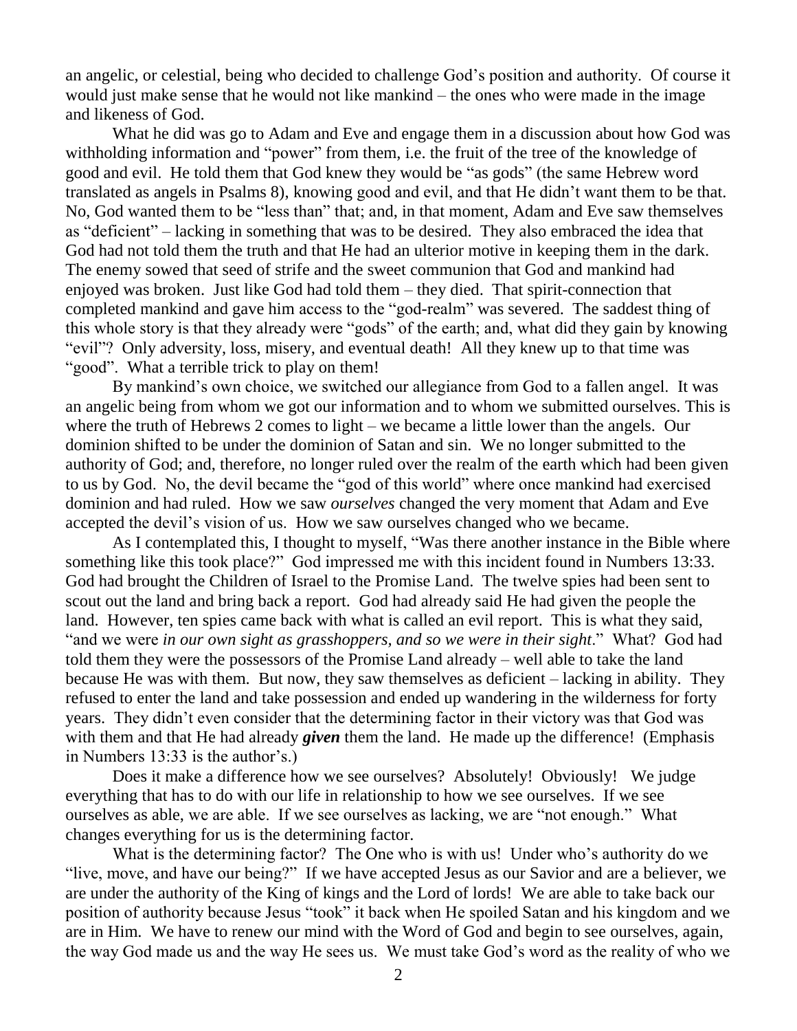an angelic, or celestial, being who decided to challenge God's position and authority. Of course it would just make sense that he would not like mankind – the ones who were made in the image and likeness of God.

What he did was go to Adam and Eve and engage them in a discussion about how God was withholding information and "power" from them, i.e. the fruit of the tree of the knowledge of good and evil. He told them that God knew they would be "as gods" (the same Hebrew word translated as angels in Psalms 8), knowing good and evil, and that He didn't want them to be that. No, God wanted them to be "less than" that; and, in that moment, Adam and Eve saw themselves as "deficient" – lacking in something that was to be desired. They also embraced the idea that God had not told them the truth and that He had an ulterior motive in keeping them in the dark. The enemy sowed that seed of strife and the sweet communion that God and mankind had enjoyed was broken. Just like God had told them – they died. That spirit-connection that completed mankind and gave him access to the "god-realm" was severed. The saddest thing of this whole story is that they already were "gods" of the earth; and, what did they gain by knowing "evil"? Only adversity, loss, misery, and eventual death! All they knew up to that time was "good". What a terrible trick to play on them!

By mankind's own choice, we switched our allegiance from God to a fallen angel. It was an angelic being from whom we got our information and to whom we submitted ourselves. This is where the truth of Hebrews 2 comes to light – we became a little lower than the angels. Our dominion shifted to be under the dominion of Satan and sin. We no longer submitted to the authority of God; and, therefore, no longer ruled over the realm of the earth which had been given to us by God. No, the devil became the "god of this world" where once mankind had exercised dominion and had ruled. How we saw *ourselves* changed the very moment that Adam and Eve accepted the devil's vision of us. How we saw ourselves changed who we became.

As I contemplated this, I thought to myself, "Was there another instance in the Bible where something like this took place?" God impressed me with this incident found in Numbers 13:33. God had brought the Children of Israel to the Promise Land. The twelve spies had been sent to scout out the land and bring back a report. God had already said He had given the people the land. However, ten spies came back with what is called an evil report. This is what they said, "and we were *in our own sight as grasshoppers, and so we were in their sight*." What? God had told them they were the possessors of the Promise Land already – well able to take the land because He was with them. But now, they saw themselves as deficient – lacking in ability. They refused to enter the land and take possession and ended up wandering in the wilderness for forty years. They didn't even consider that the determining factor in their victory was that God was with them and that He had already ***given*** them the land. He made up the difference! (Emphasis in Numbers 13:33 is the author's.)

Does it make a difference how we see ourselves? Absolutely! Obviously! We judge everything that has to do with our life in relationship to how we see ourselves. If we see ourselves as able, we are able. If we see ourselves as lacking, we are "not enough." What changes everything for us is the determining factor.

What is the determining factor? The One who is with us! Under who's authority do we "live, move, and have our being?" If we have accepted Jesus as our Savior and are a believer, we are under the authority of the King of kings and the Lord of lords! We are able to take back our position of authority because Jesus "took" it back when He spoiled Satan and his kingdom and we are in Him. We have to renew our mind with the Word of God and begin to see ourselves, again, the way God made us and the way He sees us. We must take God's word as the reality of who we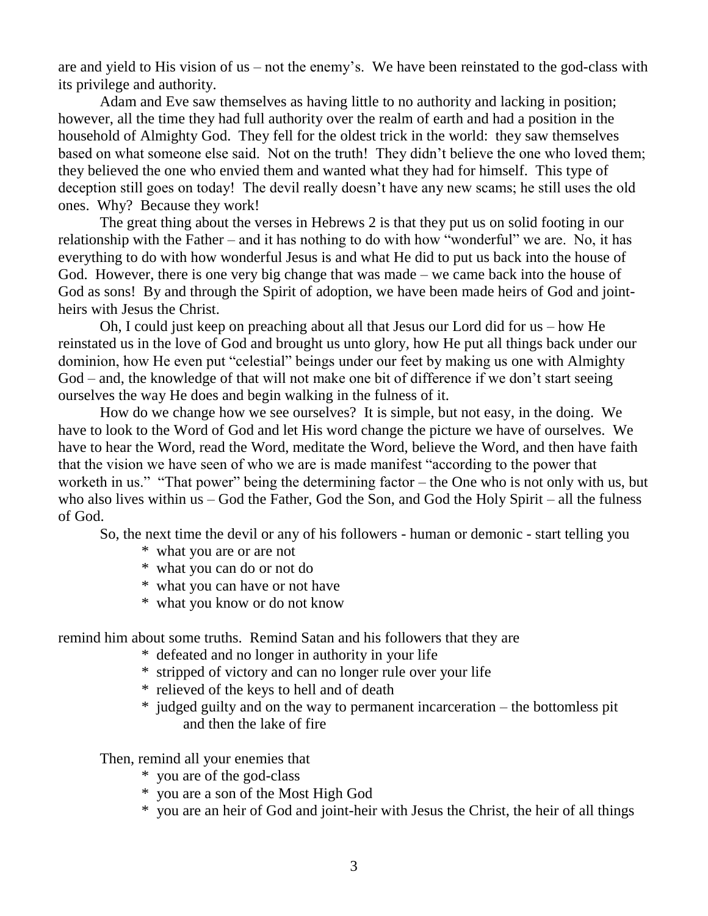are and yield to His vision of us – not the enemy's. We have been reinstated to the god-class with its privilege and authority.

Adam and Eve saw themselves as having little to no authority and lacking in position; however, all the time they had full authority over the realm of earth and had a position in the household of Almighty God. They fell for the oldest trick in the world: they saw themselves based on what someone else said. Not on the truth! They didn't believe the one who loved them; they believed the one who envied them and wanted what they had for himself. This type of deception still goes on today! The devil really doesn't have any new scams; he still uses the old ones. Why? Because they work!

The great thing about the verses in Hebrews 2 is that they put us on solid footing in our relationship with the Father – and it has nothing to do with how "wonderful" we are. No, it has everything to do with how wonderful Jesus is and what He did to put us back into the house of God. However, there is one very big change that was made – we came back into the house of God as sons! By and through the Spirit of adoption, we have been made heirs of God and joint-heirs with Jesus the Christ.

Oh, I could just keep on preaching about all that Jesus our Lord did for us – how He reinstated us in the love of God and brought us unto glory, how He put all things back under our dominion, how He even put "celestial" beings under our feet by making us one with Almighty God – and, the knowledge of that will not make one bit of difference if we don't start seeing ourselves the way He does and begin walking in the fulness of it.

How do we change how we see ourselves? It is simple, but not easy, in the doing. We have to look to the Word of God and let His word change the picture we have of ourselves. We have to hear the Word, read the Word, meditate the Word, believe the Word, and then have faith that the vision we have seen of who we are is made manifest "according to the power that worketh in us." "That power" being the determining factor – the One who is not only with us, but who also lives within us – God the Father, God the Son, and God the Holy Spirit – all the fulness of God.

So, the next time the devil or any of his followers - human or demonic - start telling you

* what you are or are not
* what you can do or not do
* what you can have or not have
* what you know or do not know

remind him about some truths. Remind Satan and his followers that they are

* defeated and no longer in authority in your life
* stripped of victory and can no longer rule over your life
* relieved of the keys to hell and of death
* judged guilty and on the way to permanent incarceration – the bottomless pit and then the lake of fire

Then, remind all your enemies that

* you are of the god-class
* you are a son of the Most High God
* you are an heir of God and joint-heir with Jesus the Christ, the heir of all things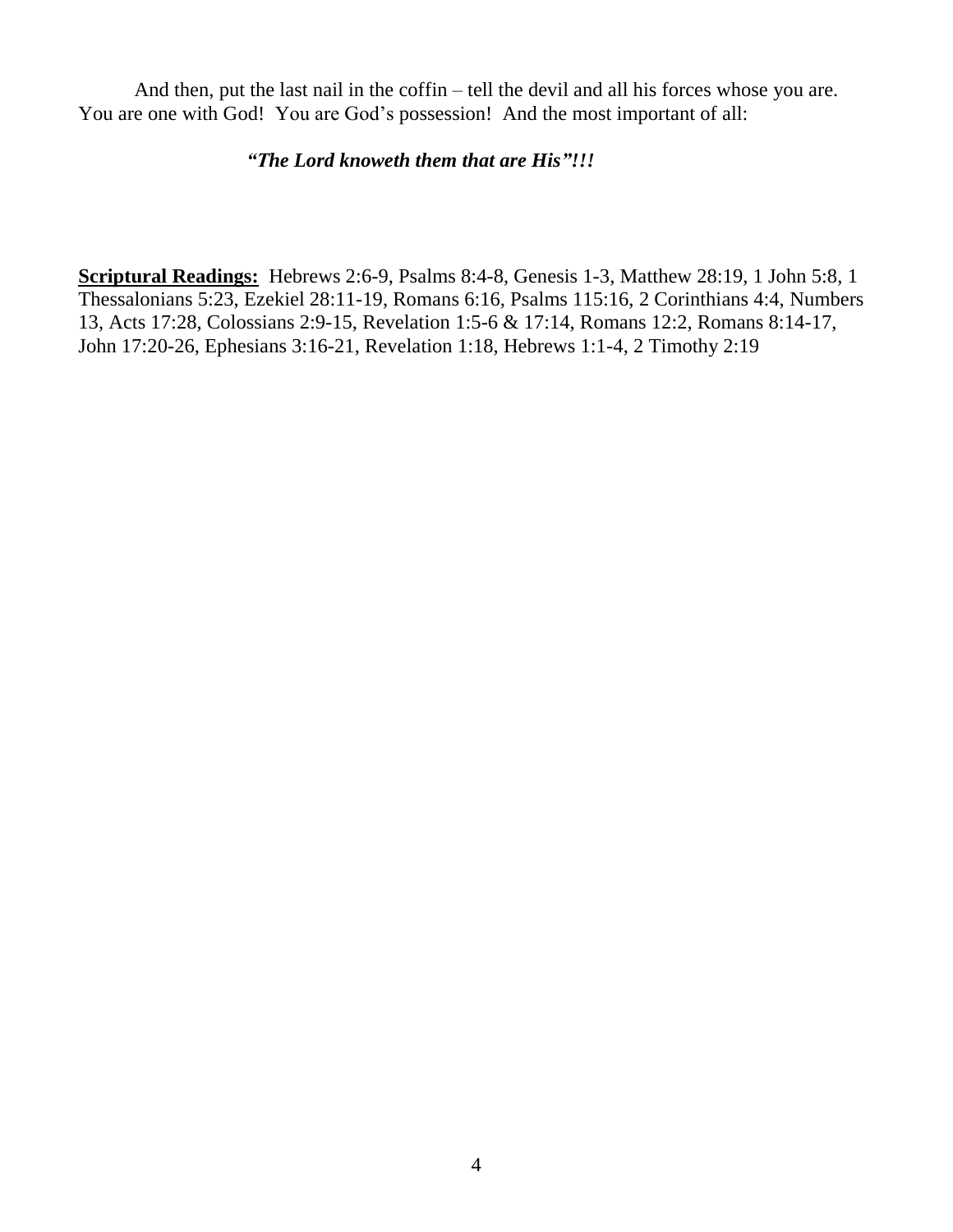And then, put the last nail in the coffin – tell the devil and all his forces whose you are. You are one with God! You are God's possession! And the most important of all:

***"The Lord knoweth them that are His"!!!***

**Scriptural Readings:** Hebrews 2:6-9, Psalms 8:4-8, Genesis 1-3, Matthew 28:19, 1 John 5:8, 1 Thessalonians 5:23, Ezekiel 28:11-19, Romans 6:16, Psalms 115:16, 2 Corinthians 4:4, Numbers 13, Acts 17:28, Colossians 2:9-15, Revelation 1:5-6 & 17:14, Romans 12:2, Romans 8:14-17, John 17:20-26, Ephesians 3:16-21, Revelation 1:18, Hebrews 1:1-4, 2 Timothy 2:19